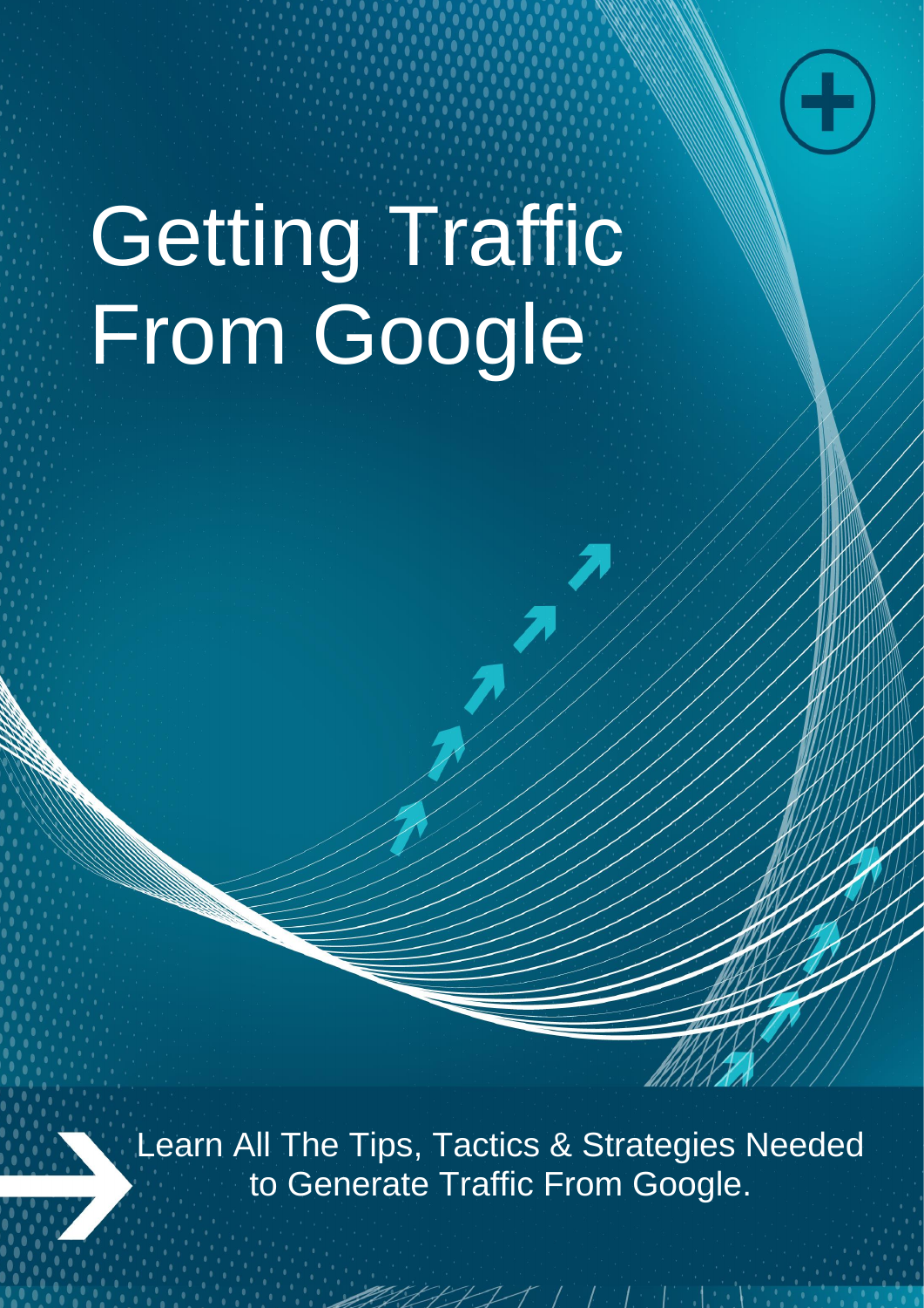# Getting Traffic From Google

Learn All The Tips, Tactics & Strategies Needed to Generate Traffic From Google.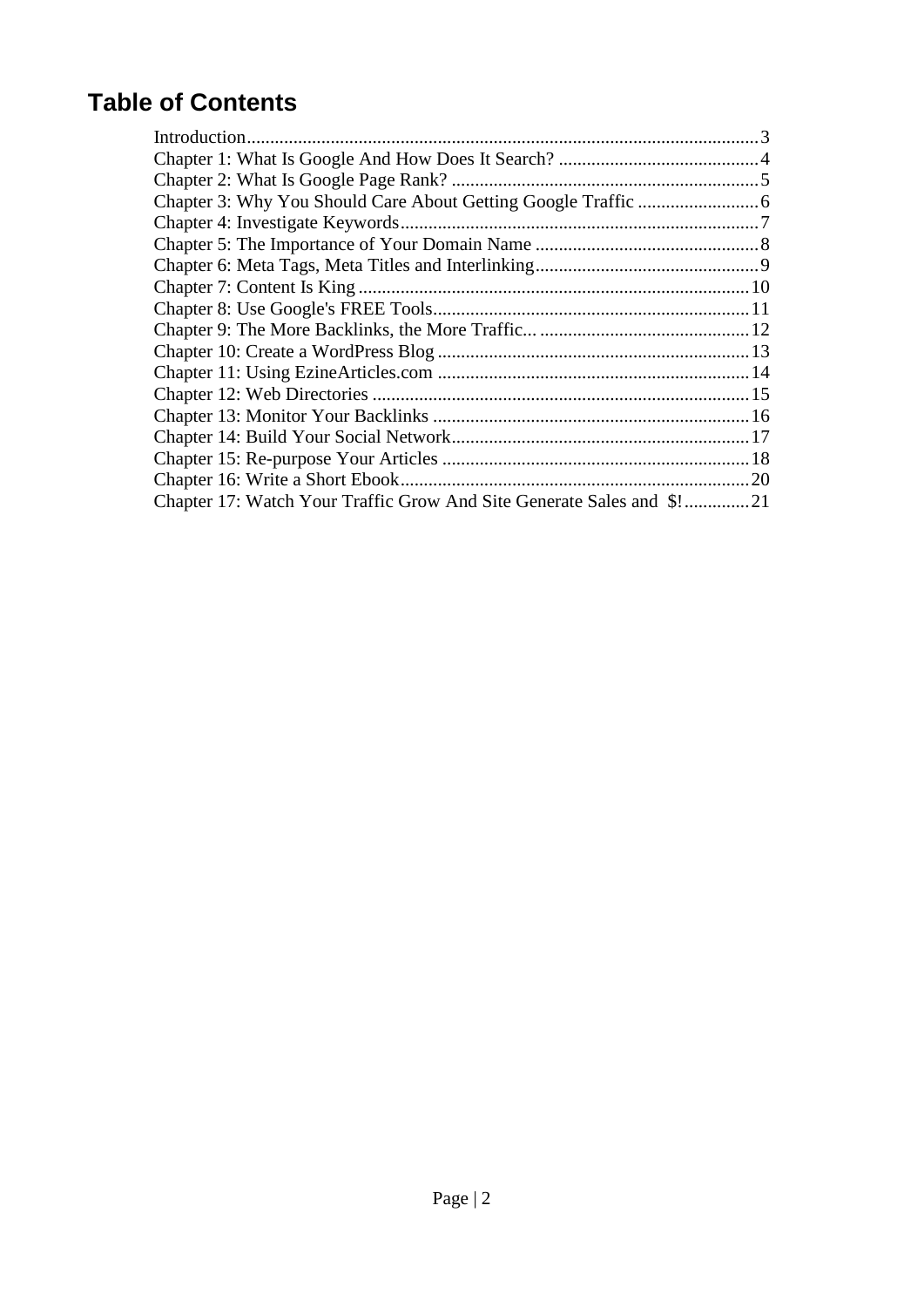# Table of Contents

Introduction.............................................................................................................3
Chapter 1: What Is Google And How Does It Search? ...........................................4
Chapter 2: What Is Google Page Rank? .................................................................5
Chapter 3: Why You Should Care About Getting Google Traffic ..........................6
Chapter 4: Investigate Keywords............................................................................7
Chapter 5: The Importance of Your Domain Name ................................................8
Chapter 6: Meta Tags, Meta Titles and Interlinking................................................9
Chapter 7: Content Is King ....................................................................................10
Chapter 8: Use Google's FREE Tools....................................................................11
Chapter 9: The More Backlinks, the More Traffic... .............................................12
Chapter 10: Create a WordPress Blog ...................................................................13
Chapter 11: Using EzineArticles.com ...................................................................14
Chapter 12: Web Directories .................................................................................15
Chapter 13: Monitor Your Backlinks ....................................................................16
Chapter 14: Build Your Social Network................................................................17
Chapter 15: Re-purpose Your Articles ..................................................................18
Chapter 16: Write a Short Ebook...........................................................................20
Chapter 17: Watch Your Traffic Grow And Site Generate Sales and $!..............21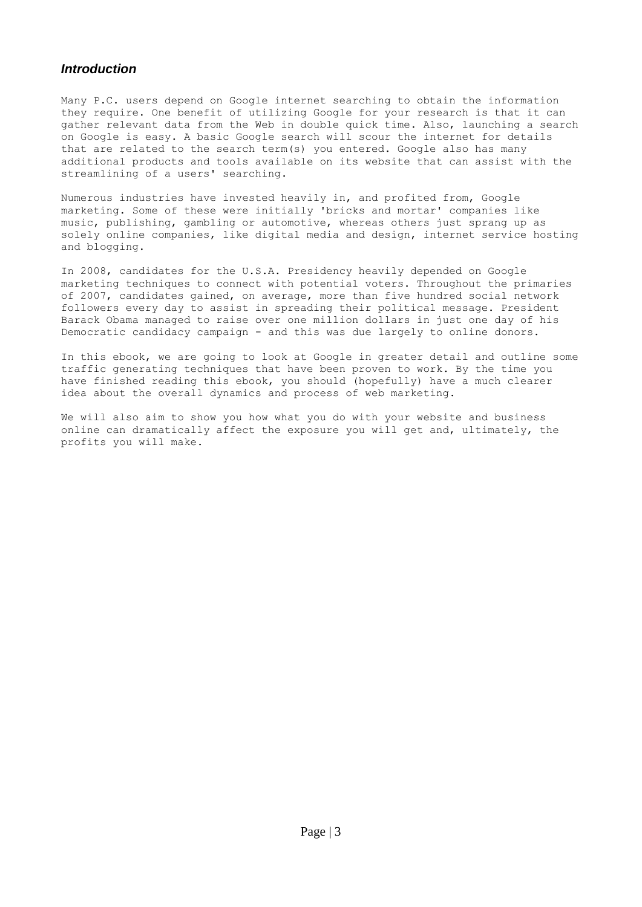## *Introduction*

Many P.C. users depend on Google internet searching to obtain the information they require. One benefit of utilizing Google for your research is that it can gather relevant data from the Web in double quick time. Also, launching a search on Google is easy. A basic Google search will scour the internet for details that are related to the search term(s) you entered. Google also has many additional products and tools available on its website that can assist with the streamlining of a users' searching.

Numerous industries have invested heavily in, and profited from, Google marketing. Some of these were initially 'bricks and mortar' companies like music, publishing, gambling or automotive, whereas others just sprang up as solely online companies, like digital media and design, internet service hosting and blogging.

In 2008, candidates for the U.S.A. Presidency heavily depended on Google marketing techniques to connect with potential voters. Throughout the primaries of 2007, candidates gained, on average, more than five hundred social network followers every day to assist in spreading their political message. President Barack Obama managed to raise over one million dollars in just one day of his Democratic candidacy campaign - and this was due largely to online donors.

In this ebook, we are going to look at Google in greater detail and outline some traffic generating techniques that have been proven to work. By the time you have finished reading this ebook, you should (hopefully) have a much clearer idea about the overall dynamics and process of web marketing.

We will also aim to show you how what you do with your website and business online can dramatically affect the exposure you will get and, ultimately, the profits you will make.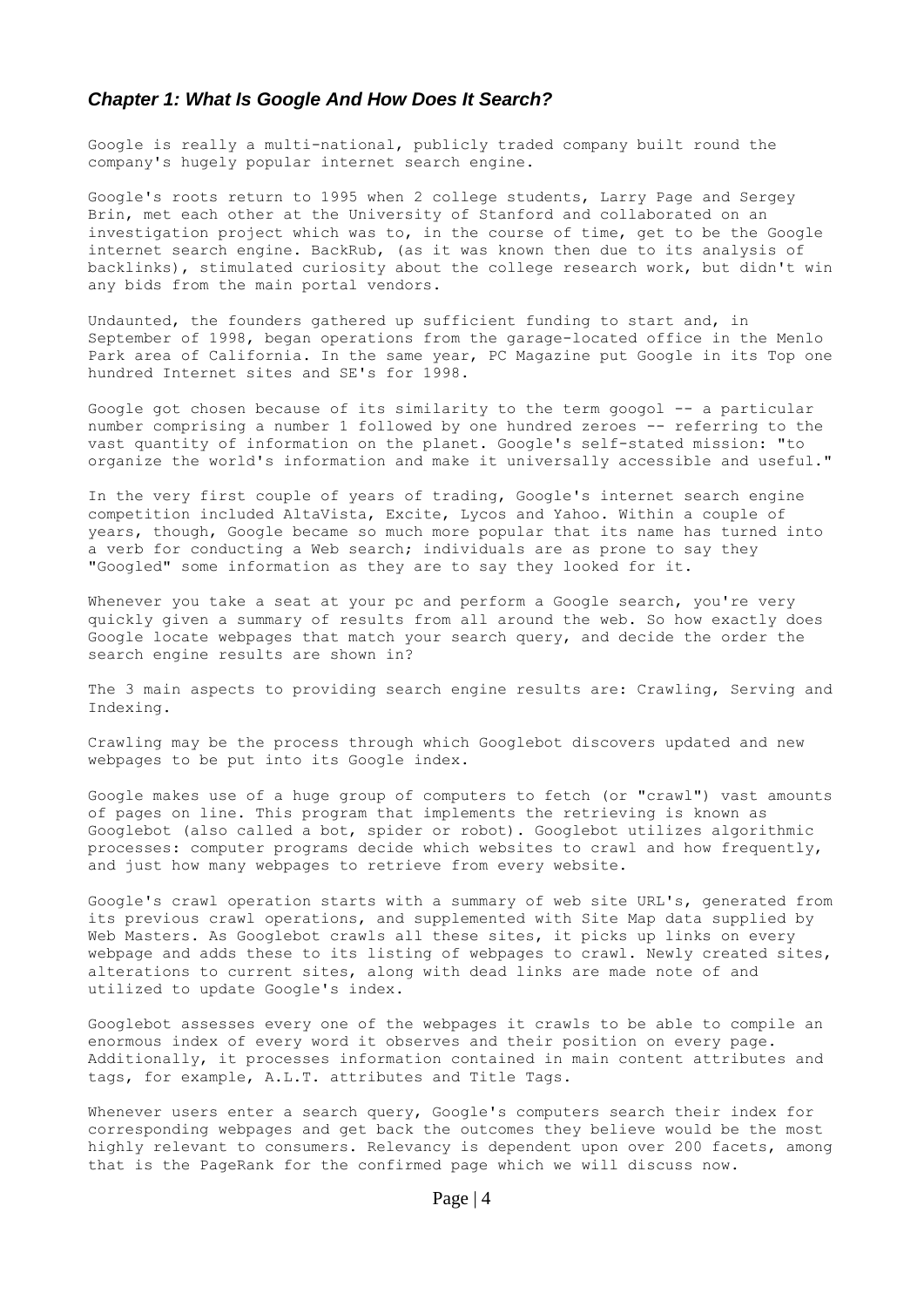## *Chapter 1: What Is Google And How Does It Search?*

Google is really a multi-national, publicly traded company built round the company's hugely popular internet search engine.

Google's roots return to 1995 when 2 college students, Larry Page and Sergey Brin, met each other at the University of Stanford and collaborated on an investigation project which was to, in the course of time, get to be the Google internet search engine. BackRub, (as it was known then due to its analysis of backlinks), stimulated curiosity about the college research work, but didn't win any bids from the main portal vendors.

Undaunted, the founders gathered up sufficient funding to start and, in September of 1998, began operations from the garage-located office in the Menlo Park area of California. In the same year, PC Magazine put Google in its Top one hundred Internet sites and SE's for 1998.

Google got chosen because of its similarity to the term googol -- a particular number comprising a number 1 followed by one hundred zeroes -- referring to the vast quantity of information on the planet. Google's self-stated mission: "to organize the world's information and make it universally accessible and useful."

In the very first couple of years of trading, Google's internet search engine competition included AltaVista, Excite, Lycos and Yahoo. Within a couple of years, though, Google became so much more popular that its name has turned into a verb for conducting a Web search; individuals are as prone to say they "Googled" some information as they are to say they looked for it.

Whenever you take a seat at your pc and perform a Google search, you're very quickly given a summary of results from all around the web. So how exactly does Google locate webpages that match your search query, and decide the order the search engine results are shown in?

The 3 main aspects to providing search engine results are: Crawling, Serving and Indexing.

Crawling may be the process through which Googlebot discovers updated and new webpages to be put into its Google index.

Google makes use of a huge group of computers to fetch (or "crawl") vast amounts of pages on line. This program that implements the retrieving is known as Googlebot (also called a bot, spider or robot). Googlebot utilizes algorithmic processes: computer programs decide which websites to crawl and how frequently, and just how many webpages to retrieve from every website.

Google's crawl operation starts with a summary of web site URL's, generated from its previous crawl operations, and supplemented with Site Map data supplied by Web Masters. As Googlebot crawls all these sites, it picks up links on every webpage and adds these to its listing of webpages to crawl. Newly created sites, alterations to current sites, along with dead links are made note of and utilized to update Google's index.

Googlebot assesses every one of the webpages it crawls to be able to compile an enormous index of every word it observes and their position on every page. Additionally, it processes information contained in main content attributes and tags, for example, A.L.T. attributes and Title Tags.

Whenever users enter a search query, Google's computers search their index for corresponding webpages and get back the outcomes they believe would be the most highly relevant to consumers. Relevancy is dependent upon over 200 facets, among that is the PageRank for the confirmed page which we will discuss now.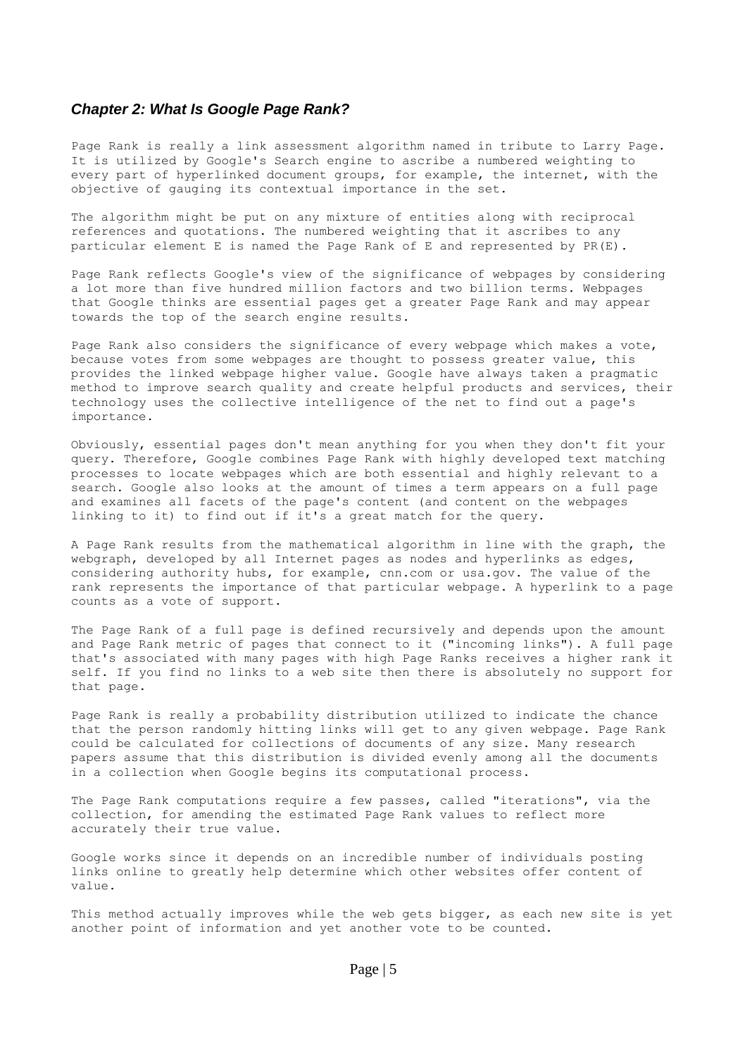## *Chapter 2: What Is Google Page Rank?*

Page Rank is really a link assessment algorithm named in tribute to Larry Page. It is utilized by Google's Search engine to ascribe a numbered weighting to every part of hyperlinked document groups, for example, the internet, with the objective of gauging its contextual importance in the set.

The algorithm might be put on any mixture of entities along with reciprocal references and quotations. The numbered weighting that it ascribes to any particular element E is named the Page Rank of E and represented by PR(E).

Page Rank reflects Google's view of the significance of webpages by considering a lot more than five hundred million factors and two billion terms. Webpages that Google thinks are essential pages get a greater Page Rank and may appear towards the top of the search engine results.

Page Rank also considers the significance of every webpage which makes a vote, because votes from some webpages are thought to possess greater value, this provides the linked webpage higher value. Google have always taken a pragmatic method to improve search quality and create helpful products and services, their technology uses the collective intelligence of the net to find out a page's importance.

Obviously, essential pages don't mean anything for you when they don't fit your query. Therefore, Google combines Page Rank with highly developed text matching processes to locate webpages which are both essential and highly relevant to a search. Google also looks at the amount of times a term appears on a full page and examines all facets of the page's content (and content on the webpages linking to it) to find out if it's a great match for the query.

A Page Rank results from the mathematical algorithm in line with the graph, the webgraph, developed by all Internet pages as nodes and hyperlinks as edges, considering authority hubs, for example, cnn.com or usa.gov. The value of the rank represents the importance of that particular webpage. A hyperlink to a page counts as a vote of support.

The Page Rank of a full page is defined recursively and depends upon the amount and Page Rank metric of pages that connect to it ("incoming links"). A full page that's associated with many pages with high Page Ranks receives a higher rank it self. If you find no links to a web site then there is absolutely no support for that page.

Page Rank is really a probability distribution utilized to indicate the chance that the person randomly hitting links will get to any given webpage. Page Rank could be calculated for collections of documents of any size. Many research papers assume that this distribution is divided evenly among all the documents in a collection when Google begins its computational process.

The Page Rank computations require a few passes, called "iterations", via the collection, for amending the estimated Page Rank values to reflect more accurately their true value.

Google works since it depends on an incredible number of individuals posting links online to greatly help determine which other websites offer content of value.

This method actually improves while the web gets bigger, as each new site is yet another point of information and yet another vote to be counted.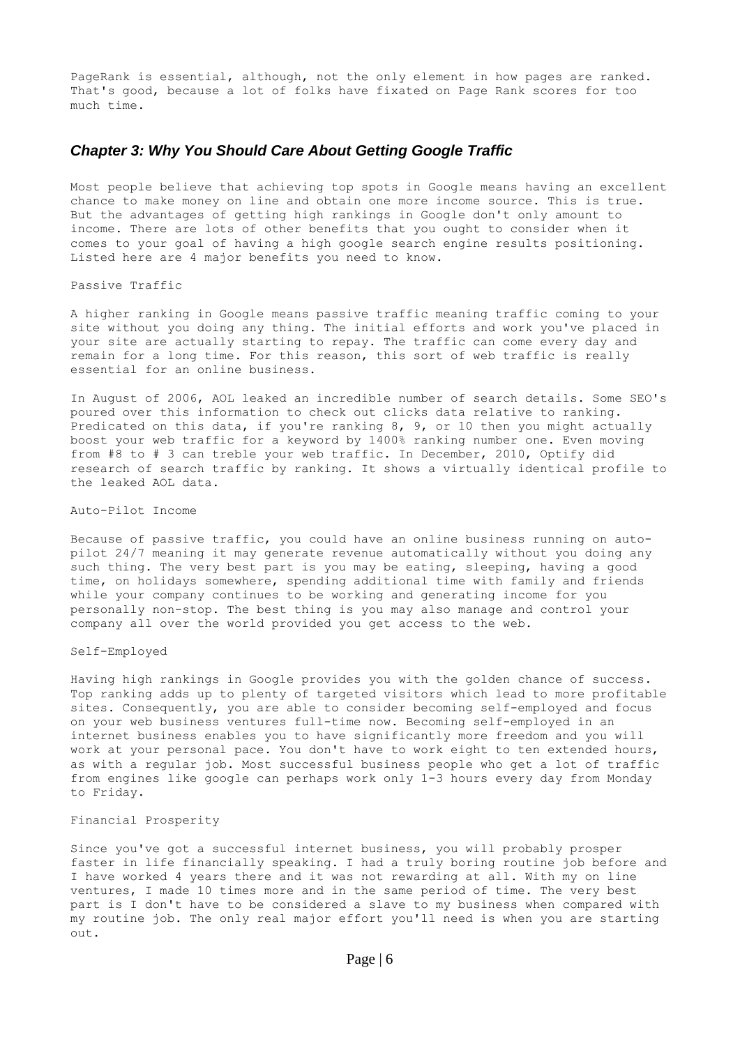PageRank is essential, although, not the only element in how pages are ranked. That's good, because a lot of folks have fixated on Page Rank scores for too much time.

## *Chapter 3: Why You Should Care About Getting Google Traffic*

Most people believe that achieving top spots in Google means having an excellent chance to make money on line and obtain one more income source. This is true. But the advantages of getting high rankings in Google don't only amount to income. There are lots of other benefits that you ought to consider when it comes to your goal of having a high google search engine results positioning. Listed here are 4 major benefits you need to know.

Passive Traffic

A higher ranking in Google means passive traffic meaning traffic coming to your site without you doing any thing. The initial efforts and work you've placed in your site are actually starting to repay. The traffic can come every day and remain for a long time. For this reason, this sort of web traffic is really essential for an online business.

In August of 2006, AOL leaked an incredible number of search details. Some SEO's poured over this information to check out clicks data relative to ranking. Predicated on this data, if you're ranking 8, 9, or 10 then you might actually boost your web traffic for a keyword by 1400% ranking number one. Even moving from #8 to # 3 can treble your web traffic. In December, 2010, Optify did research of search traffic by ranking. It shows a virtually identical profile to the leaked AOL data.

Auto-Pilot Income

Because of passive traffic, you could have an online business running on auto-pilot 24/7 meaning it may generate revenue automatically without you doing any such thing. The very best part is you may be eating, sleeping, having a good time, on holidays somewhere, spending additional time with family and friends while your company continues to be working and generating income for you personally non-stop. The best thing is you may also manage and control your company all over the world provided you get access to the web.

Self-Employed

Having high rankings in Google provides you with the golden chance of success. Top ranking adds up to plenty of targeted visitors which lead to more profitable sites. Consequently, you are able to consider becoming self-employed and focus on your web business ventures full-time now. Becoming self-employed in an internet business enables you to have significantly more freedom and you will work at your personal pace. You don't have to work eight to ten extended hours, as with a regular job. Most successful business people who get a lot of traffic from engines like google can perhaps work only 1-3 hours every day from Monday to Friday.

Financial Prosperity

Since you've got a successful internet business, you will probably prosper faster in life financially speaking. I had a truly boring routine job before and I have worked 4 years there and it was not rewarding at all. With my on line ventures, I made 10 times more and in the same period of time. The very best part is I don't have to be considered a slave to my business when compared with my routine job. The only real major effort you'll need is when you are starting out.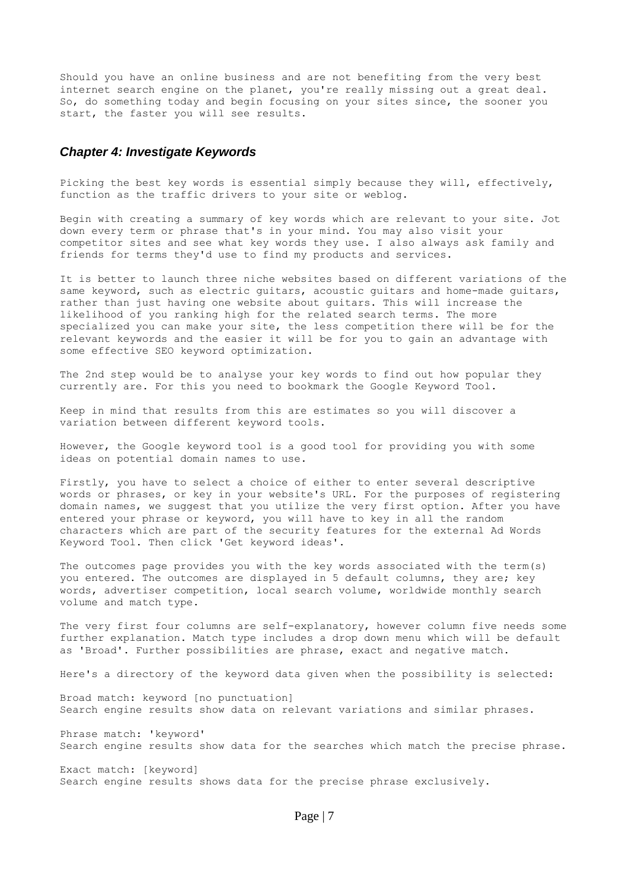Should you have an online business and are not benefiting from the very best internet search engine on the planet, you're really missing out a great deal. So, do something today and begin focusing on your sites since, the sooner you start, the faster you will see results.

## *Chapter 4: Investigate Keywords*

Picking the best key words is essential simply because they will, effectively, function as the traffic drivers to your site or weblog.

Begin with creating a summary of key words which are relevant to your site. Jot down every term or phrase that's in your mind. You may also visit your competitor sites and see what key words they use. I also always ask family and friends for terms they'd use to find my products and services.

It is better to launch three niche websites based on different variations of the same keyword, such as electric guitars, acoustic guitars and home-made guitars, rather than just having one website about guitars. This will increase the likelihood of you ranking high for the related search terms. The more specialized you can make your site, the less competition there will be for the relevant keywords and the easier it will be for you to gain an advantage with some effective SEO keyword optimization.

The 2nd step would be to analyse your key words to find out how popular they currently are. For this you need to bookmark the Google Keyword Tool.

Keep in mind that results from this are estimates so you will discover a variation between different keyword tools.

However, the Google keyword tool is a good tool for providing you with some ideas on potential domain names to use.

Firstly, you have to select a choice of either to enter several descriptive words or phrases, or key in your website's URL. For the purposes of registering domain names, we suggest that you utilize the very first option. After you have entered your phrase or keyword, you will have to key in all the random characters which are part of the security features for the external Ad Words Keyword Tool. Then click 'Get keyword ideas'.

The outcomes page provides you with the key words associated with the term(s) you entered. The outcomes are displayed in 5 default columns, they are; key words, advertiser competition, local search volume, worldwide monthly search volume and match type.

The very first four columns are self-explanatory, however column five needs some further explanation. Match type includes a drop down menu which will be default as 'Broad'. Further possibilities are phrase, exact and negative match.

Here's a directory of the keyword data given when the possibility is selected:

Broad match: keyword [no punctuation]
Search engine results show data on relevant variations and similar phrases.

Phrase match: 'keyword'
Search engine results show data for the searches which match the precise phrase.

Exact match: [keyword]
Search engine results shows data for the precise phrase exclusively.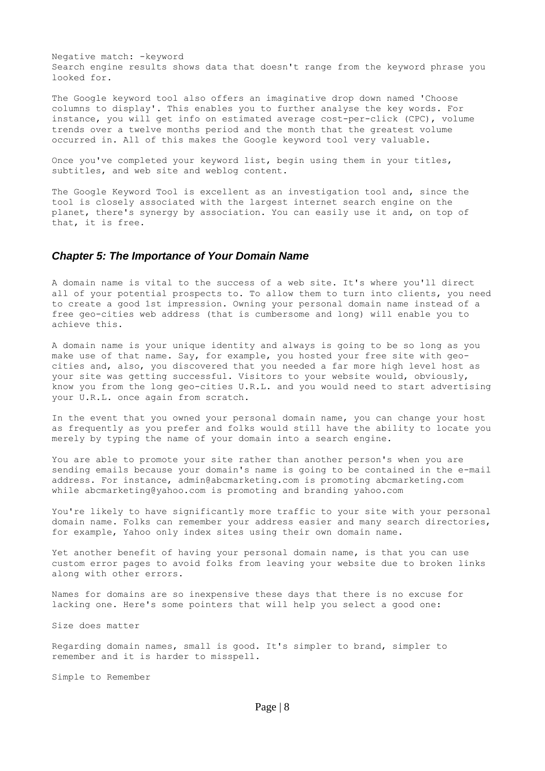Negative match: -keyword
Search engine results shows data that doesn't range from the keyword phrase you looked for.

The Google keyword tool also offers an imaginative drop down named 'Choose columns to display'. This enables you to further analyse the key words. For instance, you will get info on estimated average cost-per-click (CPC), volume trends over a twelve months period and the month that the greatest volume occurred in. All of this makes the Google keyword tool very valuable.

Once you've completed your keyword list, begin using them in your titles, subtitles, and web site and weblog content.

The Google Keyword Tool is excellent as an investigation tool and, since the tool is closely associated with the largest internet search engine on the planet, there's synergy by association. You can easily use it and, on top of that, it is free.

## *Chapter 5: The Importance of Your Domain Name*

A domain name is vital to the success of a web site. It's where you'll direct all of your potential prospects to. To allow them to turn into clients, you need to create a good 1st impression. Owning your personal domain name instead of a free geo-cities web address (that is cumbersome and long) will enable you to achieve this.

A domain name is your unique identity and always is going to be so long as you make use of that name. Say, for example, you hosted your free site with geo-cities and, also, you discovered that you needed a far more high level host as your site was getting successful. Visitors to your website would, obviously, know you from the long geo-cities U.R.L. and you would need to start advertising your U.R.L. once again from scratch.

In the event that you owned your personal domain name, you can change your host as frequently as you prefer and folks would still have the ability to locate you merely by typing the name of your domain into a search engine.

You are able to promote your site rather than another person's when you are sending emails because your domain's name is going to be contained in the e-mail address. For instance, admin@abcmarketing.com is promoting abcmarketing.com while abcmarketing@yahoo.com is promoting and branding yahoo.com

You're likely to have significantly more traffic to your site with your personal domain name. Folks can remember your address easier and many search directories, for example, Yahoo only index sites using their own domain name.

Yet another benefit of having your personal domain name, is that you can use custom error pages to avoid folks from leaving your website due to broken links along with other errors.

Names for domains are so inexpensive these days that there is no excuse for lacking one. Here's some pointers that will help you select a good one:

Size does matter

Regarding domain names, small is good. It's simpler to brand, simpler to remember and it is harder to misspell.

Simple to Remember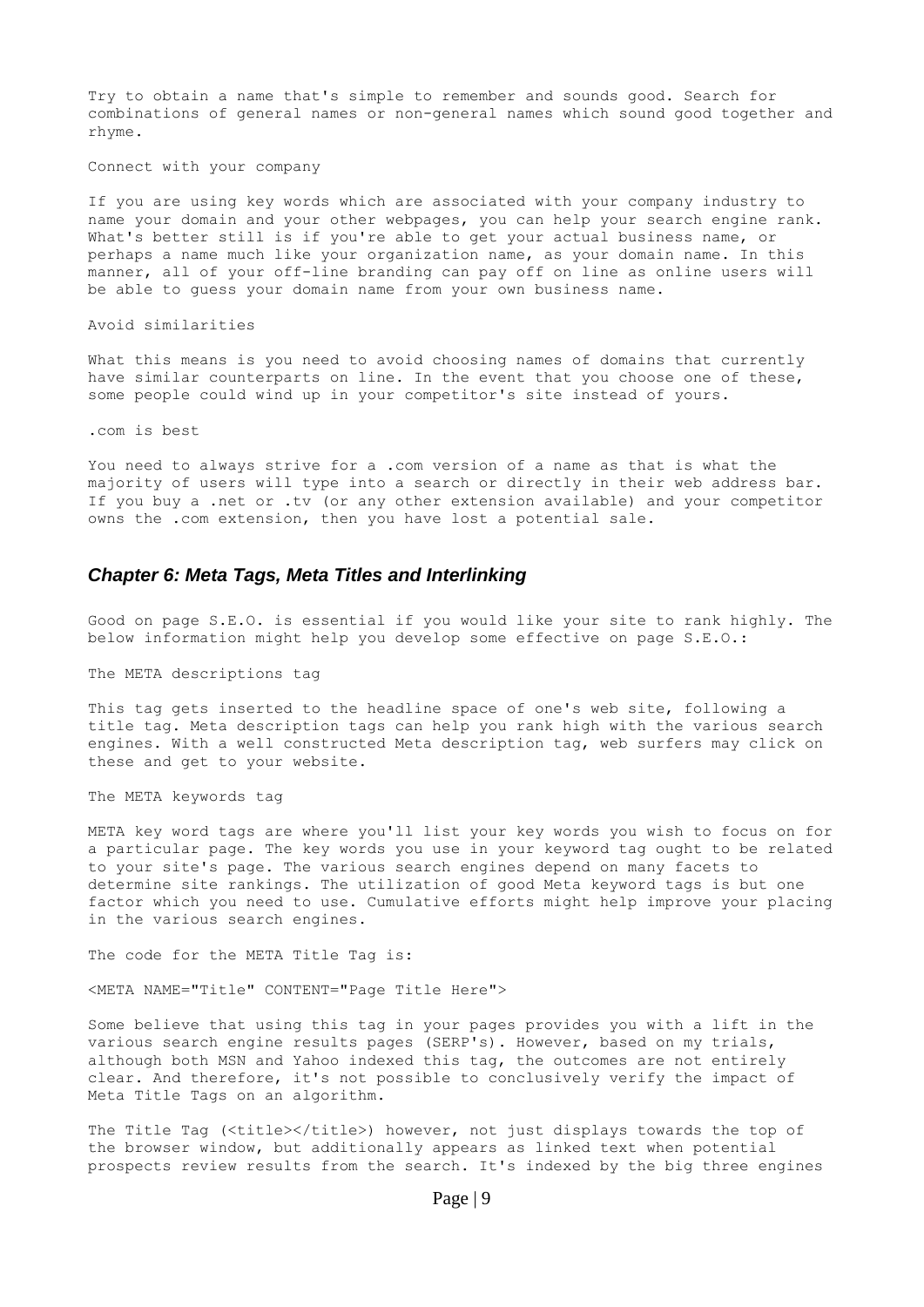Try to obtain a name that's simple to remember and sounds good. Search for combinations of general names or non-general names which sound good together and rhyme.

Connect with your company

If you are using key words which are associated with your company industry to name your domain and your other webpages, you can help your search engine rank. What's better still is if you're able to get your actual business name, or perhaps a name much like your organization name, as your domain name. In this manner, all of your off-line branding can pay off on line as online users will be able to guess your domain name from your own business name.

Avoid similarities

What this means is you need to avoid choosing names of domains that currently have similar counterparts on line. In the event that you choose one of these, some people could wind up in your competitor's site instead of yours.

.com is best

You need to always strive for a .com version of a name as that is what the majority of users will type into a search or directly in their web address bar. If you buy a .net or .tv (or any other extension available) and your competitor owns the .com extension, then you have lost a potential sale.

## *Chapter 6: Meta Tags, Meta Titles and Interlinking*

Good on page S.E.O. is essential if you would like your site to rank highly. The below information might help you develop some effective on page S.E.O.:

The META descriptions tag

This tag gets inserted to the headline space of one's web site, following a title tag. Meta description tags can help you rank high with the various search engines. With a well constructed Meta description tag, web surfers may click on these and get to your website.

The META keywords tag

META key word tags are where you'll list your key words you wish to focus on for a particular page. The key words you use in your keyword tag ought to be related to your site's page. The various search engines depend on many facets to determine site rankings. The utilization of good Meta keyword tags is but one factor which you need to use. Cumulative efforts might help improve your placing in the various search engines.

The code for the META Title Tag is:

```
<META NAME="Title" CONTENT="Page Title Here">
```

Some believe that using this tag in your pages provides you with a lift in the various search engine results pages (SERP's). However, based on my trials, although both MSN and Yahoo indexed this tag, the outcomes are not entirely clear. And therefore, it's not possible to conclusively verify the impact of Meta Title Tags on an algorithm.

The Title Tag (<title></title>) however, not just displays towards the top of the browser window, but additionally appears as linked text when potential prospects review results from the search. It's indexed by the big three engines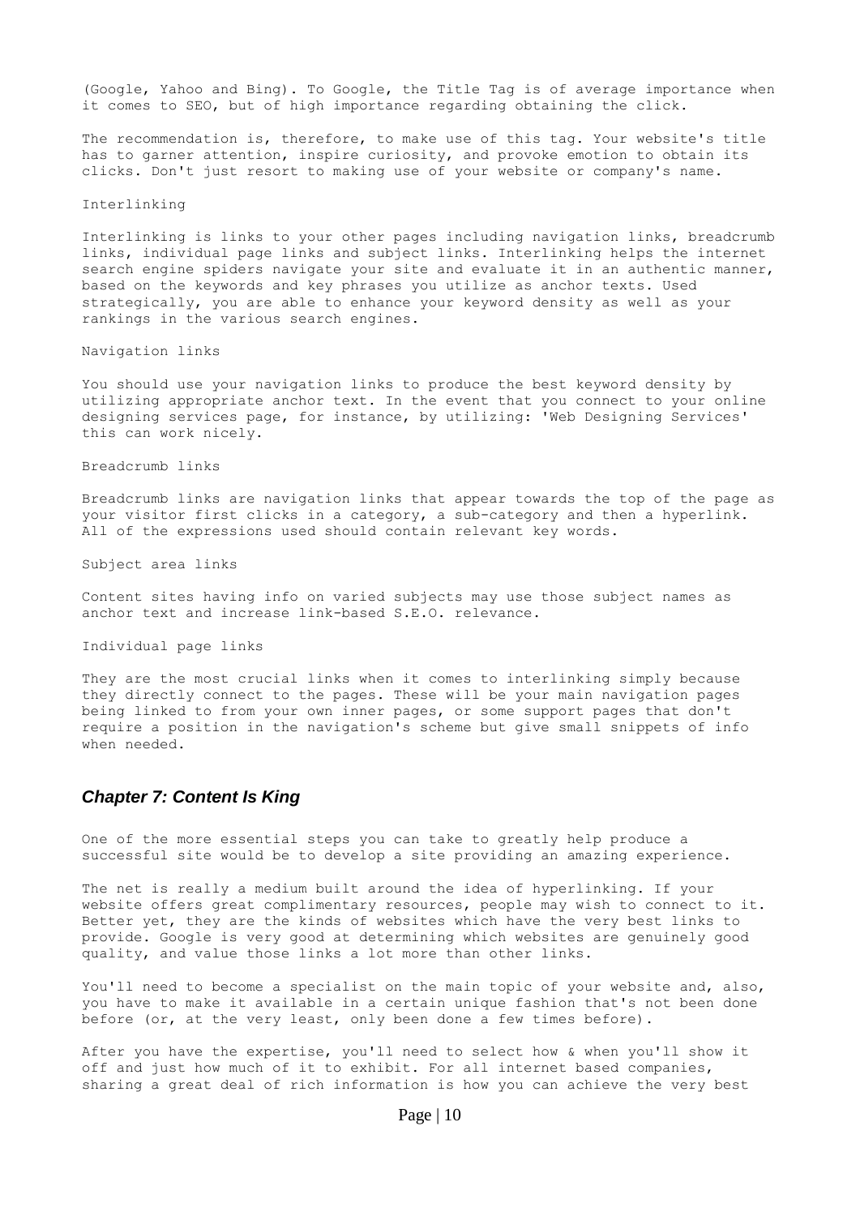(Google, Yahoo and Bing). To Google, the Title Tag is of average importance when it comes to SEO, but of high importance regarding obtaining the click.

The recommendation is, therefore, to make use of this tag. Your website's title has to garner attention, inspire curiosity, and provoke emotion to obtain its clicks. Don't just resort to making use of your website or company's name.

Interlinking

Interlinking is links to your other pages including navigation links, breadcrumb links, individual page links and subject links. Interlinking helps the internet search engine spiders navigate your site and evaluate it in an authentic manner, based on the keywords and key phrases you utilize as anchor texts. Used strategically, you are able to enhance your keyword density as well as your rankings in the various search engines.

Navigation links

You should use your navigation links to produce the best keyword density by utilizing appropriate anchor text. In the event that you connect to your online designing services page, for instance, by utilizing: 'Web Designing Services' this can work nicely.

Breadcrumb links

Breadcrumb links are navigation links that appear towards the top of the page as your visitor first clicks in a category, a sub-category and then a hyperlink. All of the expressions used should contain relevant key words.

Subject area links

Content sites having info on varied subjects may use those subject names as anchor text and increase link-based S.E.O. relevance.

Individual page links

They are the most crucial links when it comes to interlinking simply because they directly connect to the pages. These will be your main navigation pages being linked to from your own inner pages, or some support pages that don't require a position in the navigation's scheme but give small snippets of info when needed.

## *Chapter 7: Content Is King*

One of the more essential steps you can take to greatly help produce a successful site would be to develop a site providing an amazing experience.

The net is really a medium built around the idea of hyperlinking. If your website offers great complimentary resources, people may wish to connect to it. Better yet, they are the kinds of websites which have the very best links to provide. Google is very good at determining which websites are genuinely good quality, and value those links a lot more than other links.

You'll need to become a specialist on the main topic of your website and, also, you have to make it available in a certain unique fashion that's not been done before (or, at the very least, only been done a few times before).

After you have the expertise, you'll need to select how & when you'll show it off and just how much of it to exhibit. For all internet based companies, sharing a great deal of rich information is how you can achieve the very best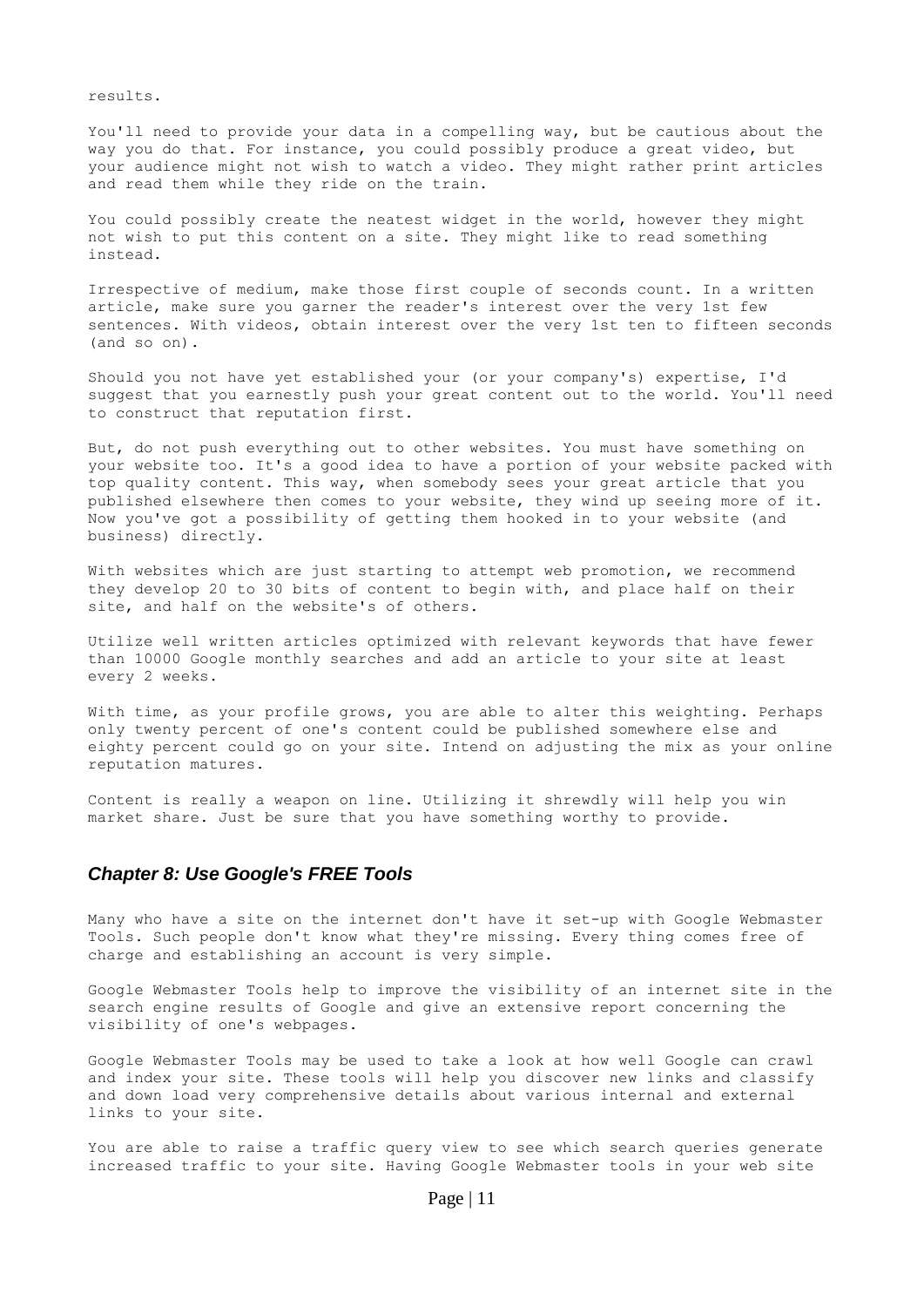results.

You'll need to provide your data in a compelling way, but be cautious about the way you do that. For instance, you could possibly produce a great video, but your audience might not wish to watch a video. They might rather print articles and read them while they ride on the train.

You could possibly create the neatest widget in the world, however they might not wish to put this content on a site. They might like to read something instead.

Irrespective of medium, make those first couple of seconds count. In a written article, make sure you garner the reader's interest over the very 1st few sentences. With videos, obtain interest over the very 1st ten to fifteen seconds (and so on).

Should you not have yet established your (or your company's) expertise, I'd suggest that you earnestly push your great content out to the world. You'll need to construct that reputation first.

But, do not push everything out to other websites. You must have something on your website too. It's a good idea to have a portion of your website packed with top quality content. This way, when somebody sees your great article that you published elsewhere then comes to your website, they wind up seeing more of it. Now you've got a possibility of getting them hooked in to your website (and business) directly.

With websites which are just starting to attempt web promotion, we recommend they develop 20 to 30 bits of content to begin with, and place half on their site, and half on the website's of others.

Utilize well written articles optimized with relevant keywords that have fewer than 10000 Google monthly searches and add an article to your site at least every 2 weeks.

With time, as your profile grows, you are able to alter this weighting. Perhaps only twenty percent of one's content could be published somewhere else and eighty percent could go on your site. Intend on adjusting the mix as your online reputation matures.

Content is really a weapon on line. Utilizing it shrewdly will help you win market share. Just be sure that you have something worthy to provide.

## *Chapter 8: Use Google's FREE Tools*

Many who have a site on the internet don't have it set-up with Google Webmaster Tools. Such people don't know what they're missing. Every thing comes free of charge and establishing an account is very simple.

Google Webmaster Tools help to improve the visibility of an internet site in the search engine results of Google and give an extensive report concerning the visibility of one's webpages.

Google Webmaster Tools may be used to take a look at how well Google can crawl and index your site. These tools will help you discover new links and classify and down load very comprehensive details about various internal and external links to your site.

You are able to raise a traffic query view to see which search queries generate increased traffic to your site. Having Google Webmaster tools in your web site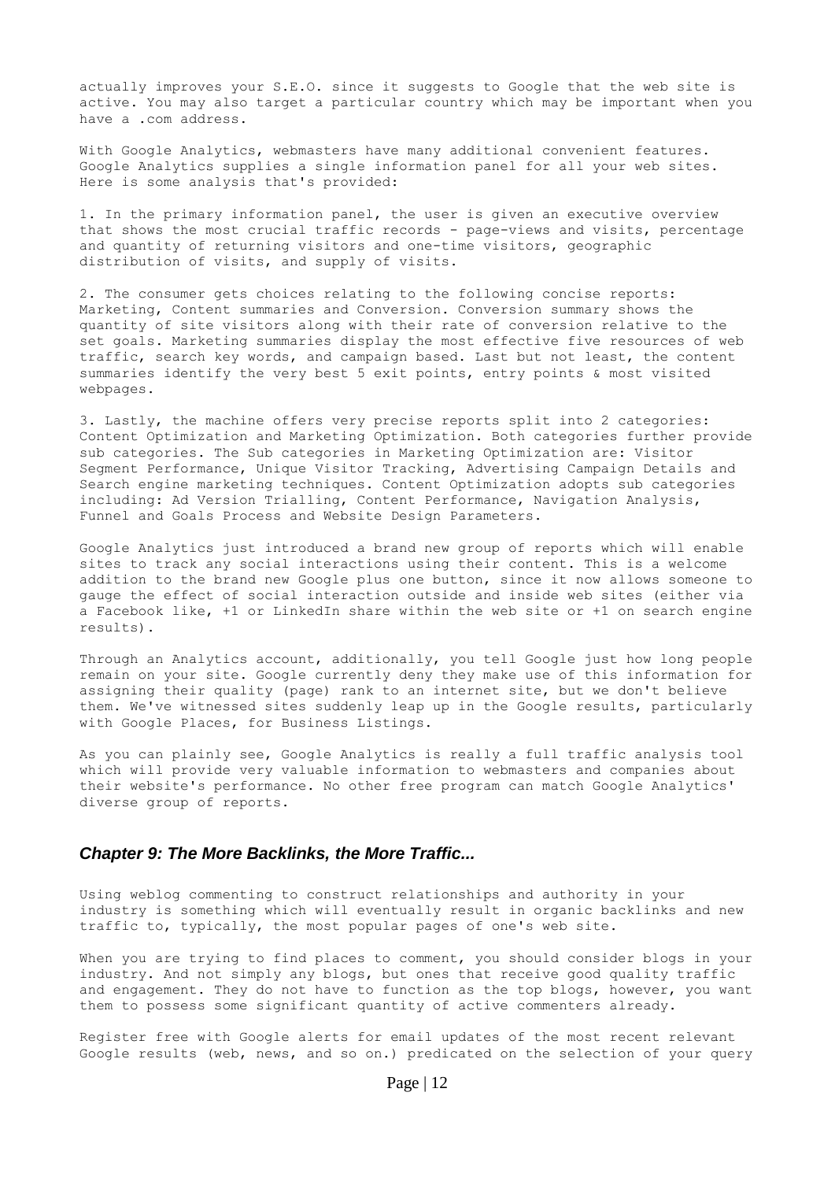actually improves your S.E.O. since it suggests to Google that the web site is active. You may also target a particular country which may be important when you have a .com address.

With Google Analytics, webmasters have many additional convenient features. Google Analytics supplies a single information panel for all your web sites. Here is some analysis that's provided:

1. In the primary information panel, the user is given an executive overview that shows the most crucial traffic records - page-views and visits, percentage and quantity of returning visitors and one-time visitors, geographic distribution of visits, and supply of visits.

2. The consumer gets choices relating to the following concise reports: Marketing, Content summaries and Conversion. Conversion summary shows the quantity of site visitors along with their rate of conversion relative to the set goals. Marketing summaries display the most effective five resources of web traffic, search key words, and campaign based. Last but not least, the content summaries identify the very best 5 exit points, entry points & most visited webpages.

3. Lastly, the machine offers very precise reports split into 2 categories: Content Optimization and Marketing Optimization. Both categories further provide sub categories. The Sub categories in Marketing Optimization are: Visitor Segment Performance, Unique Visitor Tracking, Advertising Campaign Details and Search engine marketing techniques. Content Optimization adopts sub categories including: Ad Version Trialling, Content Performance, Navigation Analysis, Funnel and Goals Process and Website Design Parameters.

Google Analytics just introduced a brand new group of reports which will enable sites to track any social interactions using their content. This is a welcome addition to the brand new Google plus one button, since it now allows someone to gauge the effect of social interaction outside and inside web sites (either via a Facebook like, +1 or LinkedIn share within the web site or +1 on search engine results).

Through an Analytics account, additionally, you tell Google just how long people remain on your site. Google currently deny they make use of this information for assigning their quality (page) rank to an internet site, but we don't believe them. We've witnessed sites suddenly leap up in the Google results, particularly with Google Places, for Business Listings.

As you can plainly see, Google Analytics is really a full traffic analysis tool which will provide very valuable information to webmasters and companies about their website's performance. No other free program can match Google Analytics' diverse group of reports.

## *Chapter 9: The More Backlinks, the More Traffic...*

Using weblog commenting to construct relationships and authority in your industry is something which will eventually result in organic backlinks and new traffic to, typically, the most popular pages of one's web site.

When you are trying to find places to comment, you should consider blogs in your industry. And not simply any blogs, but ones that receive good quality traffic and engagement. They do not have to function as the top blogs, however, you want them to possess some significant quantity of active commenters already.

Register free with Google alerts for email updates of the most recent relevant Google results (web, news, and so on.) predicated on the selection of your query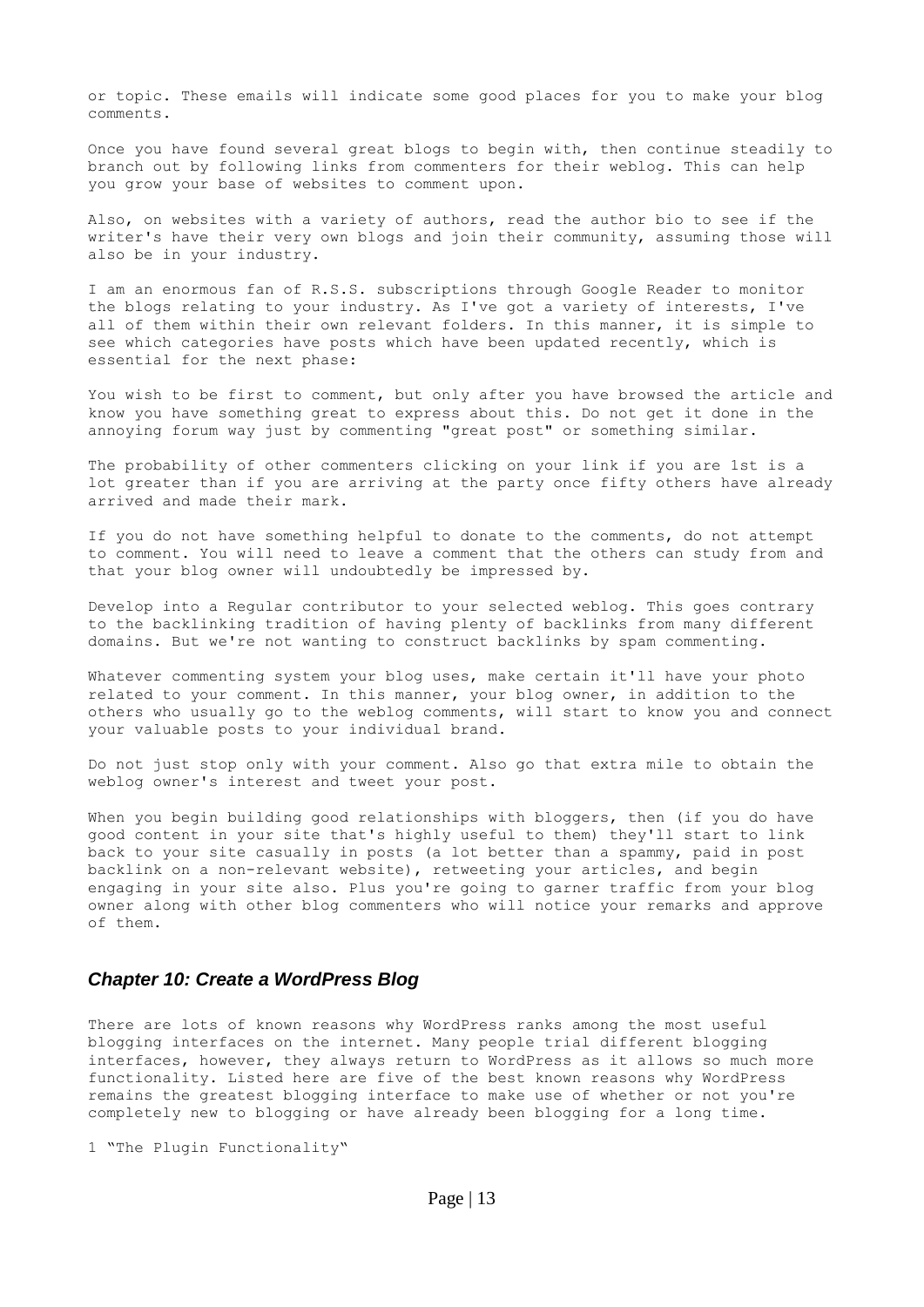or topic. These emails will indicate some good places for you to make your blog comments.

Once you have found several great blogs to begin with, then continue steadily to branch out by following links from commenters for their weblog. This can help you grow your base of websites to comment upon.

Also, on websites with a variety of authors, read the author bio to see if the writer's have their very own blogs and join their community, assuming those will also be in your industry.

I am an enormous fan of R.S.S. subscriptions through Google Reader to monitor the blogs relating to your industry. As I've got a variety of interests, I've all of them within their own relevant folders. In this manner, it is simple to see which categories have posts which have been updated recently, which is essential for the next phase:

You wish to be first to comment, but only after you have browsed the article and know you have something great to express about this. Do not get it done in the annoying forum way just by commenting "great post" or something similar.

The probability of other commenters clicking on your link if you are 1st is a lot greater than if you are arriving at the party once fifty others have already arrived and made their mark.

If you do not have something helpful to donate to the comments, do not attempt to comment. You will need to leave a comment that the others can study from and that your blog owner will undoubtedly be impressed by.

Develop into a Regular contributor to your selected weblog. This goes contrary to the backlinking tradition of having plenty of backlinks from many different domains. But we're not wanting to construct backlinks by spam commenting.

Whatever commenting system your blog uses, make certain it'll have your photo related to your comment. In this manner, your blog owner, in addition to the others who usually go to the weblog comments, will start to know you and connect your valuable posts to your individual brand.

Do not just stop only with your comment. Also go that extra mile to obtain the weblog owner's interest and tweet your post.

When you begin building good relationships with bloggers, then (if you do have good content in your site that's highly useful to them) they'll start to link back to your site casually in posts (a lot better than a spammy, paid in post backlink on a non-relevant website), retweeting your articles, and begin engaging in your site also. Plus you're going to garner traffic from your blog owner along with other blog commenters who will notice your remarks and approve of them.

## *Chapter 10: Create a WordPress Blog*

There are lots of known reasons why WordPress ranks among the most useful blogging interfaces on the internet. Many people trial different blogging interfaces, however, they always return to WordPress as it allows so much more functionality. Listed here are five of the best known reasons why WordPress remains the greatest blogging interface to make use of whether or not you're completely new to blogging or have already been blogging for a long time.

1 “The Plugin Functionality“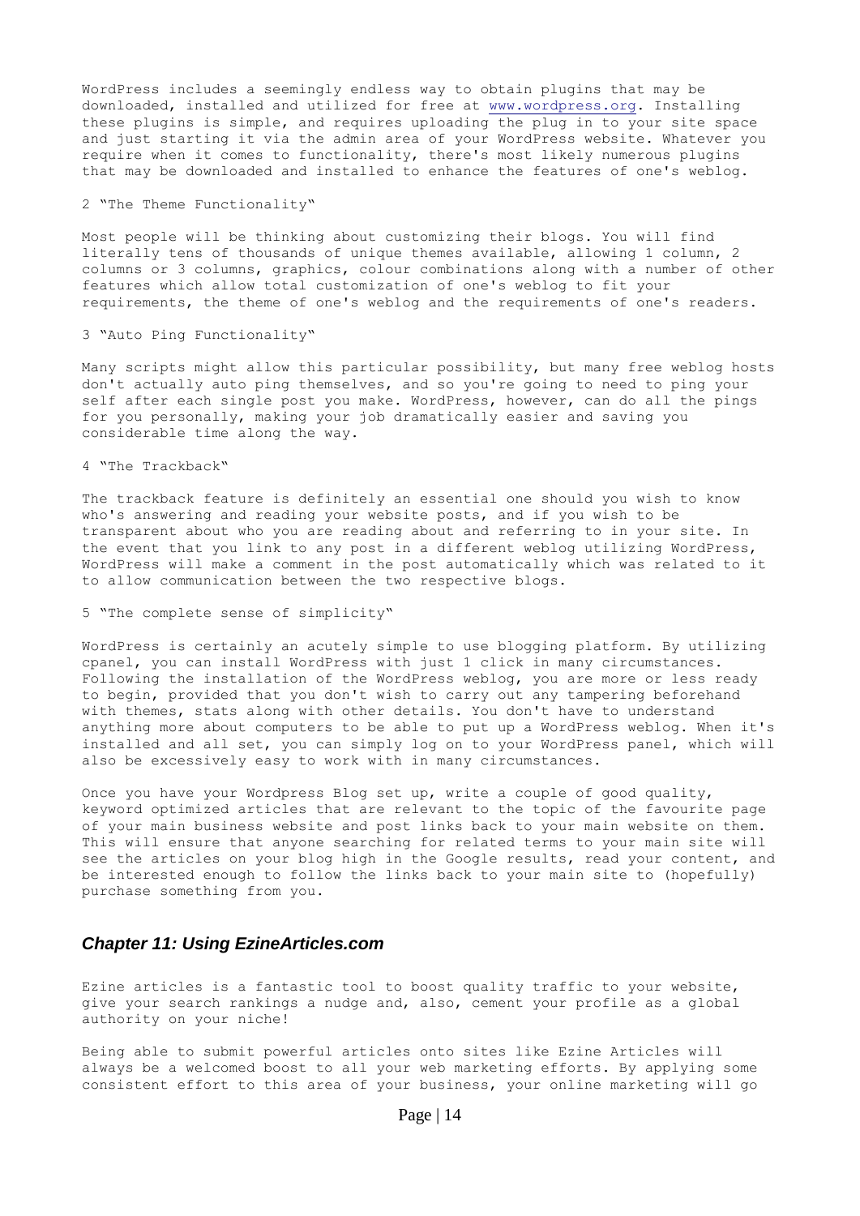WordPress includes a seemingly endless way to obtain plugins that may be downloaded, installed and utilized for free at [www.wordpress.org](http://www.wordpress.org). Installing these plugins is simple, and requires uploading the plug in to your site space and just starting it via the admin area of your WordPress website. Whatever you require when it comes to functionality, there's most likely numerous plugins that may be downloaded and installed to enhance the features of one's weblog.

2 "The Theme Functionality"

Most people will be thinking about customizing their blogs. You will find literally tens of thousands of unique themes available, allowing 1 column, 2 columns or 3 columns, graphics, colour combinations along with a number of other features which allow total customization of one's weblog to fit your requirements, the theme of one's weblog and the requirements of one's readers.

3 "Auto Ping Functionality"

Many scripts might allow this particular possibility, but many free weblog hosts don't actually auto ping themselves, and so you're going to need to ping your self after each single post you make. WordPress, however, can do all the pings for you personally, making your job dramatically easier and saving you considerable time along the way.

4 "The Trackback"

The trackback feature is definitely an essential one should you wish to know who's answering and reading your website posts, and if you wish to be transparent about who you are reading about and referring to in your site. In the event that you link to any post in a different weblog utilizing WordPress, WordPress will make a comment in the post automatically which was related to it to allow communication between the two respective blogs.

5 "The complete sense of simplicity"

WordPress is certainly an acutely simple to use blogging platform. By utilizing cpanel, you can install WordPress with just 1 click in many circumstances. Following the installation of the WordPress weblog, you are more or less ready to begin, provided that you don't wish to carry out any tampering beforehand with themes, stats along with other details. You don't have to understand anything more about computers to be able to put up a WordPress weblog. When it's installed and all set, you can simply log on to your WordPress panel, which will also be excessively easy to work with in many circumstances.

Once you have your Wordpress Blog set up, write a couple of good quality, keyword optimized articles that are relevant to the topic of the favourite page of your main business website and post links back to your main website on them. This will ensure that anyone searching for related terms to your main site will see the articles on your blog high in the Google results, read your content, and be interested enough to follow the links back to your main site to (hopefully) purchase something from you.

## *Chapter 11: Using EzineArticles.com*

Ezine articles is a fantastic tool to boost quality traffic to your website, give your search rankings a nudge and, also, cement your profile as a global authority on your niche!

Being able to submit powerful articles onto sites like Ezine Articles will always be a welcomed boost to all your web marketing efforts. By applying some consistent effort to this area of your business, your online marketing will go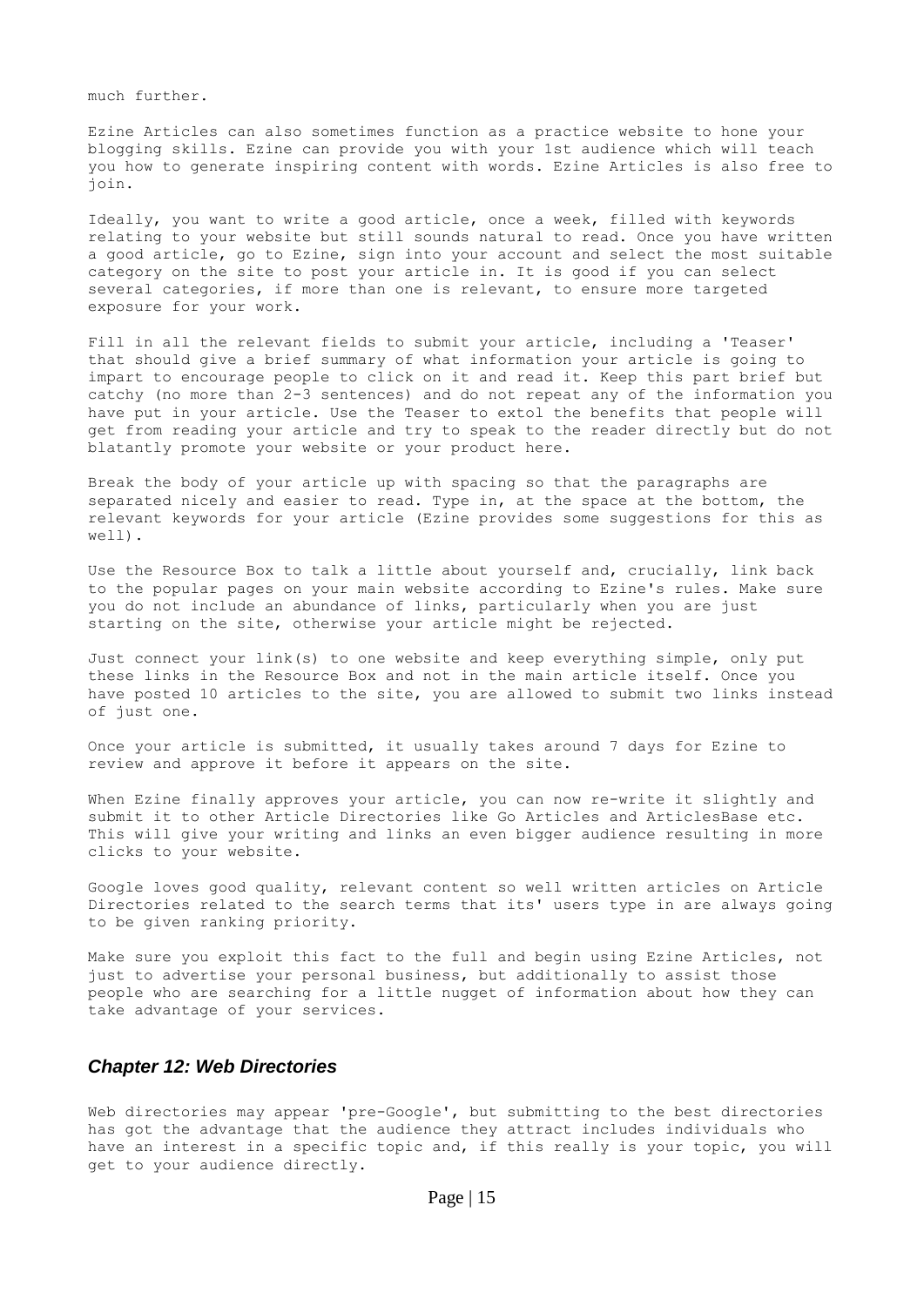much further.

Ezine Articles can also sometimes function as a practice website to hone your blogging skills. Ezine can provide you with your 1st audience which will teach you how to generate inspiring content with words. Ezine Articles is also free to join.

Ideally, you want to write a good article, once a week, filled with keywords relating to your website but still sounds natural to read. Once you have written a good article, go to Ezine, sign into your account and select the most suitable category on the site to post your article in. It is good if you can select several categories, if more than one is relevant, to ensure more targeted exposure for your work.

Fill in all the relevant fields to submit your article, including a 'Teaser' that should give a brief summary of what information your article is going to impart to encourage people to click on it and read it. Keep this part brief but catchy (no more than 2-3 sentences) and do not repeat any of the information you have put in your article. Use the Teaser to extol the benefits that people will get from reading your article and try to speak to the reader directly but do not blatantly promote your website or your product here.

Break the body of your article up with spacing so that the paragraphs are separated nicely and easier to read. Type in, at the space at the bottom, the relevant keywords for your article (Ezine provides some suggestions for this as well).

Use the Resource Box to talk a little about yourself and, crucially, link back to the popular pages on your main website according to Ezine's rules. Make sure you do not include an abundance of links, particularly when you are just starting on the site, otherwise your article might be rejected.

Just connect your link(s) to one website and keep everything simple, only put these links in the Resource Box and not in the main article itself. Once you have posted 10 articles to the site, you are allowed to submit two links instead of just one.

Once your article is submitted, it usually takes around 7 days for Ezine to review and approve it before it appears on the site.

When Ezine finally approves your article, you can now re-write it slightly and submit it to other Article Directories like Go Articles and ArticlesBase etc. This will give your writing and links an even bigger audience resulting in more clicks to your website.

Google loves good quality, relevant content so well written articles on Article Directories related to the search terms that its' users type in are always going to be given ranking priority.

Make sure you exploit this fact to the full and begin using Ezine Articles, not just to advertise your personal business, but additionally to assist those people who are searching for a little nugget of information about how they can take advantage of your services.

## *Chapter 12: Web Directories*

Web directories may appear 'pre-Google', but submitting to the best directories has got the advantage that the audience they attract includes individuals who have an interest in a specific topic and, if this really is your topic, you will get to your audience directly.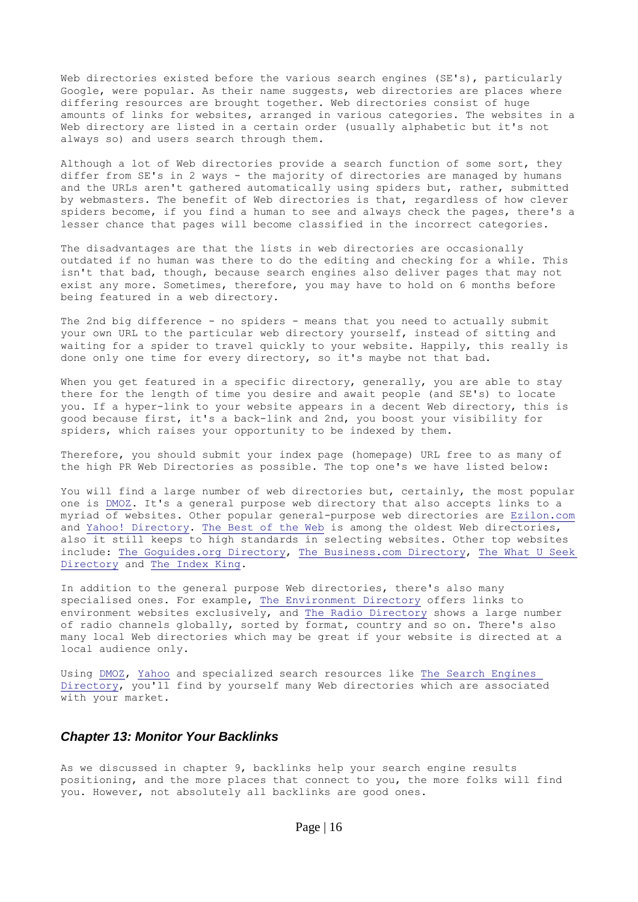Web directories existed before the various search engines (SE's), particularly Google, were popular. As their name suggests, web directories are places where differing resources are brought together. Web directories consist of huge amounts of links for websites, arranged in various categories. The websites in a Web directory are listed in a certain order (usually alphabetic but it's not always so) and users search through them.

Although a lot of Web directories provide a search function of some sort, they differ from SE's in 2 ways - the majority of directories are managed by humans and the URLs aren't gathered automatically using spiders but, rather, submitted by webmasters. The benefit of Web directories is that, regardless of how clever spiders become, if you find a human to see and always check the pages, there's a lesser chance that pages will become classified in the incorrect categories.

The disadvantages are that the lists in web directories are occasionally outdated if no human was there to do the editing and checking for a while. This isn't that bad, though, because search engines also deliver pages that may not exist any more. Sometimes, therefore, you may have to hold on 6 months before being featured in a web directory.

The 2nd big difference - no spiders - means that you need to actually submit your own URL to the particular web directory yourself, instead of sitting and waiting for a spider to travel quickly to your website. Happily, this really is done only one time for every directory, so it's maybe not that bad.

When you get featured in a specific directory, generally, you are able to stay there for the length of time you desire and await people (and SE's) to locate you. If a hyper-link to your website appears in a decent Web directory, this is good because first, it's a back-link and 2nd, you boost your visibility for spiders, which raises your opportunity to be indexed by them.

Therefore, you should submit your index page (homepage) URL free to as many of the high PR Web Directories as possible. The top one's we have listed below:

You will find a large number of web directories but, certainly, the most popular one is DMOZ. It's a general purpose web directory that also accepts links to a myriad of websites. Other popular general-purpose web directories are Ezilon.com and Yahoo! Directory. The Best of the Web is among the oldest Web directories, also it still keeps to high standards in selecting websites. Other top websites include: The Goguides.org Directory, The Business.com Directory, The What U Seek Directory and The Index King.

In addition to the general purpose Web directories, there's also many specialised ones. For example, The Environment Directory offers links to environment websites exclusively, and The Radio Directory shows a large number of radio channels globally, sorted by format, country and so on. There's also many local Web directories which may be great if your website is directed at a local audience only.

Using DMOZ, Yahoo and specialized search resources like The Search Engines Directory, you'll find by yourself many Web directories which are associated with your market.

### *Chapter 13: Monitor Your Backlinks*

As we discussed in chapter 9, backlinks help your search engine results positioning, and the more places that connect to you, the more folks will find you. However, not absolutely all backlinks are good ones.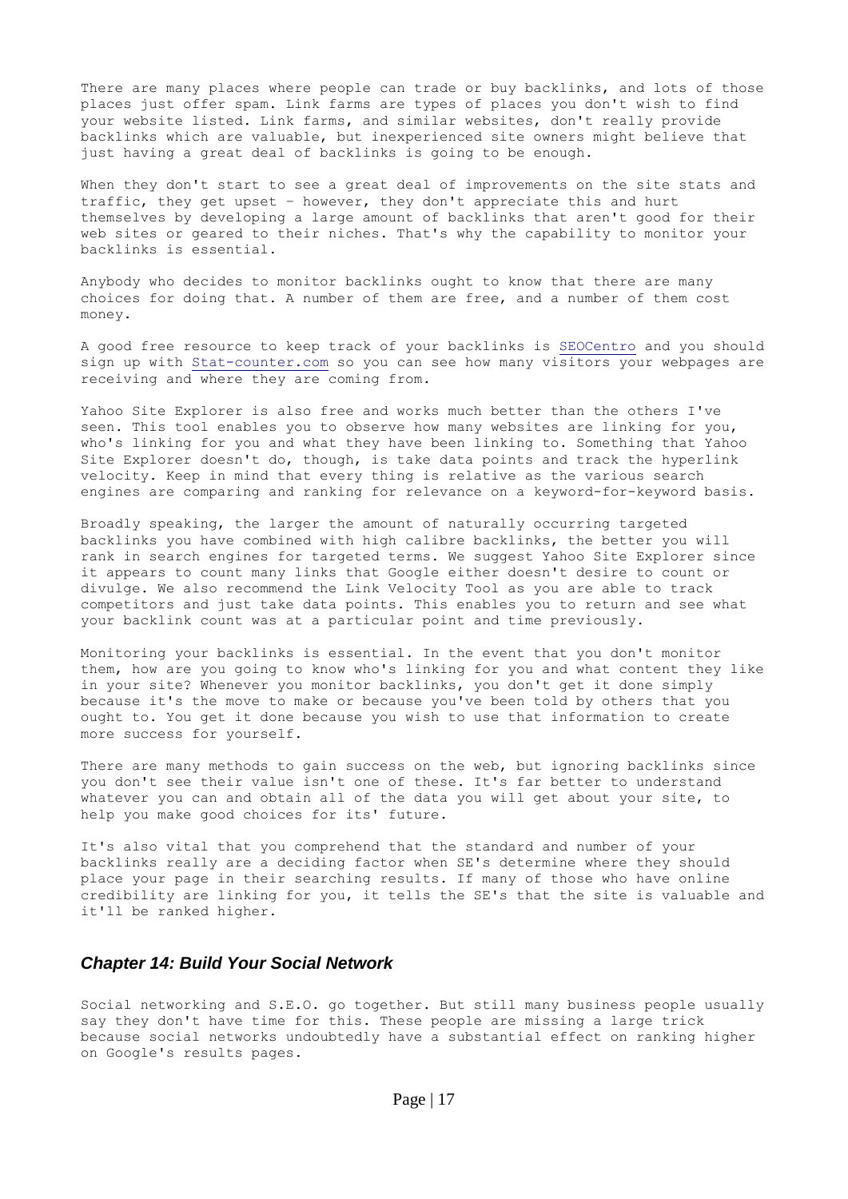There are many places where people can trade or buy backlinks, and lots of those places just offer spam. Link farms are types of places you don't wish to find your website listed. Link farms, and similar websites, don't really provide backlinks which are valuable, but inexperienced site owners might believe that just having a great deal of backlinks is going to be enough.

When they don't start to see a great deal of improvements on the site stats and traffic, they get upset - however, they don't appreciate this and hurt themselves by developing a large amount of backlinks that aren't good for their web sites or geared to their niches. That's why the capability to monitor your backlinks is essential.

Anybody who decides to monitor backlinks ought to know that there are many choices for doing that. A number of them are free, and a number of them cost money.

A good free resource to keep track of your backlinks is SEOCentro and you should sign up with Stat-counter.com so you can see how many visitors your webpages are receiving and where they are coming from.

Yahoo Site Explorer is also free and works much better than the others I've seen. This tool enables you to observe how many websites are linking for you, who's linking for you and what they have been linking to. Something that Yahoo Site Explorer doesn't do, though, is take data points and track the hyperlink velocity. Keep in mind that every thing is relative as the various search engines are comparing and ranking for relevance on a keyword-for-keyword basis.

Broadly speaking, the larger the amount of naturally occurring targeted backlinks you have combined with high calibre backlinks, the better you will rank in search engines for targeted terms. We suggest Yahoo Site Explorer since it appears to count many links that Google either doesn't desire to count or divulge. We also recommend the Link Velocity Tool as you are able to track competitors and just take data points. This enables you to return and see what your backlink count was at a particular point and time previously.

Monitoring your backlinks is essential. In the event that you don't monitor them, how are you going to know who's linking for you and what content they like in your site? Whenever you monitor backlinks, you don't get it done simply because it's the move to make or because you've been told by others that you ought to. You get it done because you wish to use that information to create more success for yourself.

There are many methods to gain success on the web, but ignoring backlinks since you don't see their value isn't one of these. It's far better to understand whatever you can and obtain all of the data you will get about your site, to help you make good choices for its' future.

It's also vital that you comprehend that the standard and number of your backlinks really are a deciding factor when SE's determine where they should place your page in their searching results. If many of those who have online credibility are linking for you, it tells the SE's that the site is valuable and it'll be ranked higher.

## *Chapter 14: Build Your Social Network*

Social networking and S.E.O. go together. But still many business people usually say they don't have time for this. These people are missing a large trick because social networks undoubtedly have a substantial effect on ranking higher on Google's results pages.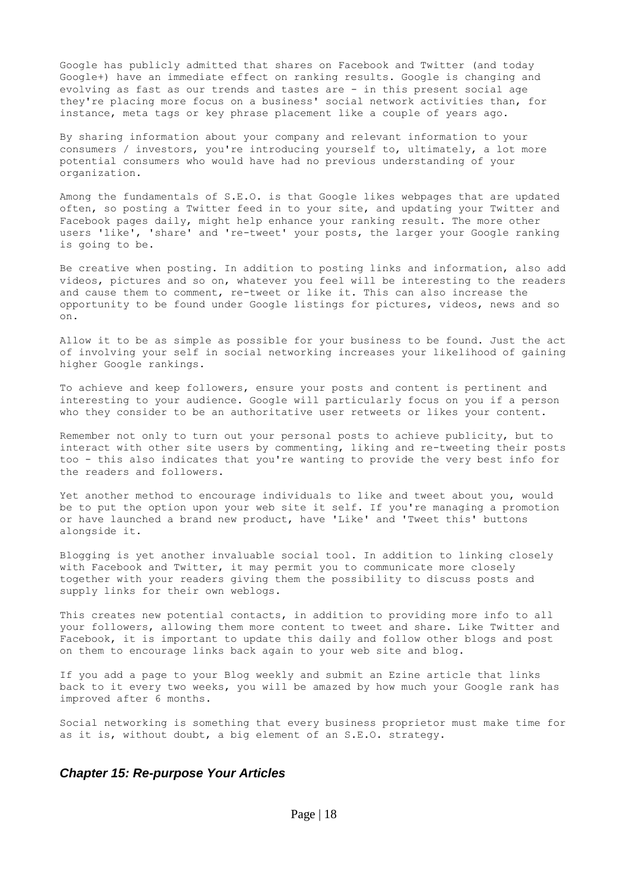Google has publicly admitted that shares on Facebook and Twitter (and today Google+) have an immediate effect on ranking results. Google is changing and evolving as fast as our trends and tastes are - in this present social age they're placing more focus on a business' social network activities than, for instance, meta tags or key phrase placement like a couple of years ago.

By sharing information about your company and relevant information to your consumers / investors, you're introducing yourself to, ultimately, a lot more potential consumers who would have had no previous understanding of your organization.

Among the fundamentals of S.E.O. is that Google likes webpages that are updated often, so posting a Twitter feed in to your site, and updating your Twitter and Facebook pages daily, might help enhance your ranking result. The more other users 'like', 'share' and 're-tweet' your posts, the larger your Google ranking is going to be.

Be creative when posting. In addition to posting links and information, also add videos, pictures and so on, whatever you feel will be interesting to the readers and cause them to comment, re-tweet or like it. This can also increase the opportunity to be found under Google listings for pictures, videos, news and so on.

Allow it to be as simple as possible for your business to be found. Just the act of involving your self in social networking increases your likelihood of gaining higher Google rankings.

To achieve and keep followers, ensure your posts and content is pertinent and interesting to your audience. Google will particularly focus on you if a person who they consider to be an authoritative user retweets or likes your content.

Remember not only to turn out your personal posts to achieve publicity, but to interact with other site users by commenting, liking and re-tweeting their posts too - this also indicates that you're wanting to provide the very best info for the readers and followers.

Yet another method to encourage individuals to like and tweet about you, would be to put the option upon your web site it self. If you're managing a promotion or have launched a brand new product, have 'Like' and 'Tweet this' buttons alongside it.

Blogging is yet another invaluable social tool. In addition to linking closely with Facebook and Twitter, it may permit you to communicate more closely together with your readers giving them the possibility to discuss posts and supply links for their own weblogs.

This creates new potential contacts, in addition to providing more info to all your followers, allowing them more content to tweet and share. Like Twitter and Facebook, it is important to update this daily and follow other blogs and post on them to encourage links back again to your web site and blog.

If you add a page to your Blog weekly and submit an Ezine article that links back to it every two weeks, you will be amazed by how much your Google rank has improved after 6 months.

Social networking is something that every business proprietor must make time for as it is, without doubt, a big element of an S.E.O. strategy.

## *Chapter 15: Re-purpose Your Articles*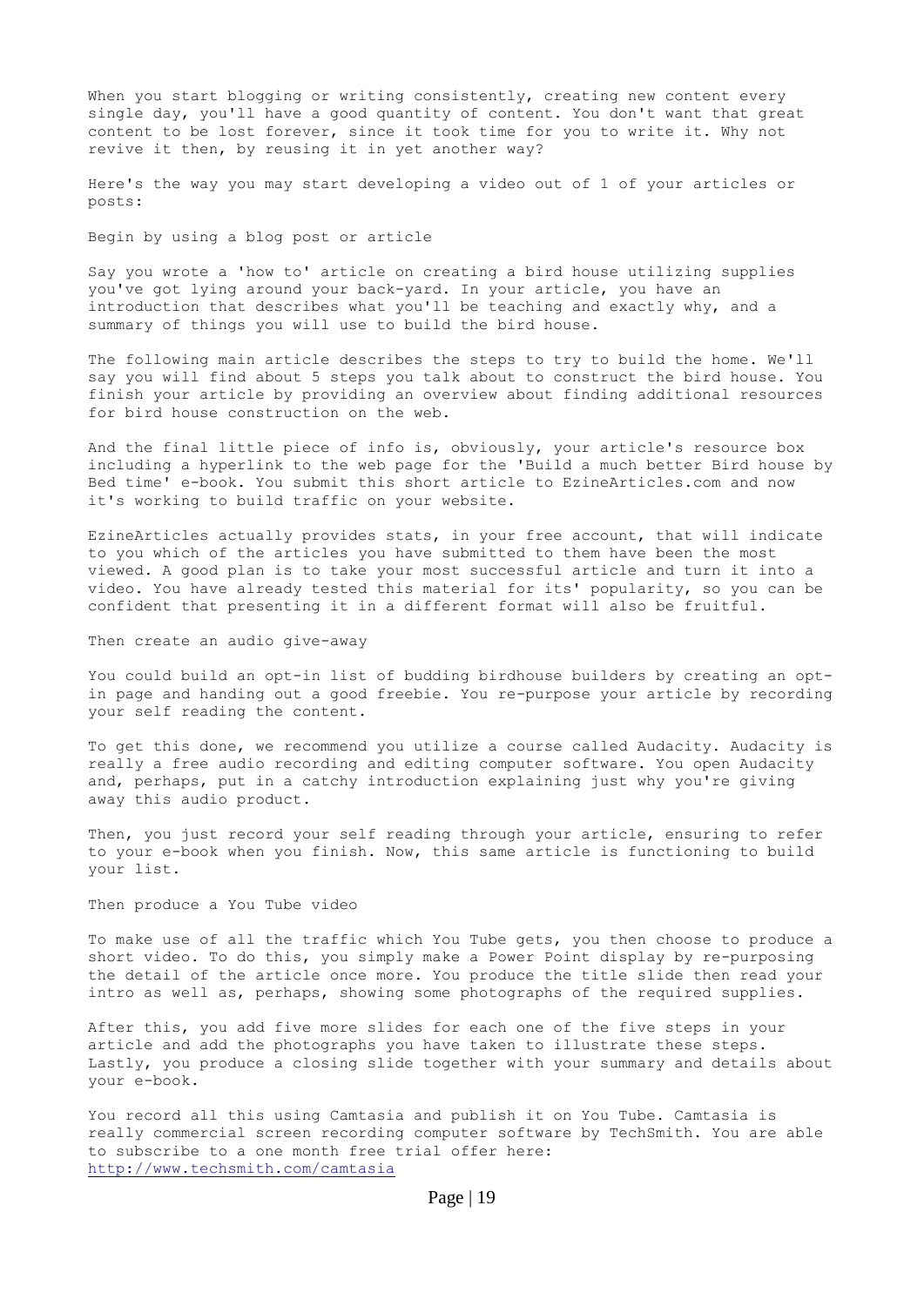When you start blogging or writing consistently, creating new content every single day, you'll have a good quantity of content. You don't want that great content to be lost forever, since it took time for you to write it. Why not revive it then, by reusing it in yet another way?

Here's the way you may start developing a video out of 1 of your articles or posts:

Begin by using a blog post or article

Say you wrote a 'how to' article on creating a bird house utilizing supplies you've got lying around your back-yard. In your article, you have an introduction that describes what you'll be teaching and exactly why, and a summary of things you will use to build the bird house.

The following main article describes the steps to try to build the home. We'll say you will find about 5 steps you talk about to construct the bird house. You finish your article by providing an overview about finding additional resources for bird house construction on the web.

And the final little piece of info is, obviously, your article's resource box including a hyperlink to the web page for the 'Build a much better Bird house by Bed time' e-book. You submit this short article to EzineArticles.com and now it's working to build traffic on your website.

EzineArticles actually provides stats, in your free account, that will indicate to you which of the articles you have submitted to them have been the most viewed. A good plan is to take your most successful article and turn it into a video. You have already tested this material for its' popularity, so you can be confident that presenting it in a different format will also be fruitful.

Then create an audio give-away

You could build an opt-in list of budding birdhouse builders by creating an opt-in page and handing out a good freebie. You re-purpose your article by recording your self reading the content.

To get this done, we recommend you utilize a course called Audacity. Audacity is really a free audio recording and editing computer software. You open Audacity and, perhaps, put in a catchy introduction explaining just why you're giving away this audio product.

Then, you just record your self reading through your article, ensuring to refer to your e-book when you finish. Now, this same article is functioning to build your list.

Then produce a You Tube video

To make use of all the traffic which You Tube gets, you then choose to produce a short video. To do this, you simply make a Power Point display by re-purposing the detail of the article once more. You produce the title slide then read your intro as well as, perhaps, showing some photographs of the required supplies.

After this, you add five more slides for each one of the five steps in your article and add the photographs you have taken to illustrate these steps. Lastly, you produce a closing slide together with your summary and details about your e-book.

You record all this using Camtasia and publish it on You Tube. Camtasia is really commercial screen recording computer software by TechSmith. You are able to subscribe to a one month free trial offer here: http://www.techsmith.com/camtasia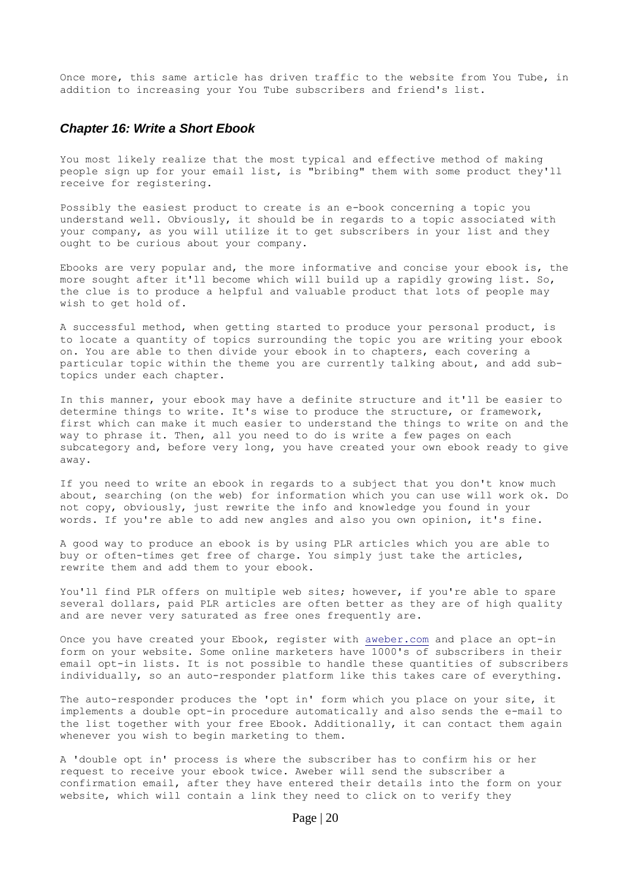Once more, this same article has driven traffic to the website from You Tube, in addition to increasing your You Tube subscribers and friend's list.

## *Chapter 16: Write a Short Ebook*

You most likely realize that the most typical and effective method of making people sign up for your email list, is "bribing" them with some product they'll receive for registering.

Possibly the easiest product to create is an e-book concerning a topic you understand well. Obviously, it should be in regards to a topic associated with your company, as you will utilize it to get subscribers in your list and they ought to be curious about your company.

Ebooks are very popular and, the more informative and concise your ebook is, the more sought after it'll become which will build up a rapidly growing list. So, the clue is to produce a helpful and valuable product that lots of people may wish to get hold of.

A successful method, when getting started to produce your personal product, is to locate a quantity of topics surrounding the topic you are writing your ebook on. You are able to then divide your ebook in to chapters, each covering a particular topic within the theme you are currently talking about, and add sub-topics under each chapter.

In this manner, your ebook may have a definite structure and it'll be easier to determine things to write. It's wise to produce the structure, or framework, first which can make it much easier to understand the things to write on and the way to phrase it. Then, all you need to do is write a few pages on each subcategory and, before very long, you have created your own ebook ready to give away.

If you need to write an ebook in regards to a subject that you don't know much about, searching (on the web) for information which you can use will work ok. Do not copy, obviously, just rewrite the info and knowledge you found in your words. If you're able to add new angles and also you own opinion, it's fine.

A good way to produce an ebook is by using PLR articles which you are able to buy or often-times get free of charge. You simply just take the articles, rewrite them and add them to your ebook.

You'll find PLR offers on multiple web sites; however, if you're able to spare several dollars, paid PLR articles are often better as they are of high quality and are never very saturated as free ones frequently are.

Once you have created your Ebook, register with aweber.com and place an opt-in form on your website. Some online marketers have 1000's of subscribers in their email opt-in lists. It is not possible to handle these quantities of subscribers individually, so an auto-responder platform like this takes care of everything.

The auto-responder produces the 'opt in' form which you place on your site, it implements a double opt-in procedure automatically and also sends the e-mail to the list together with your free Ebook. Additionally, it can contact them again whenever you wish to begin marketing to them.

A 'double opt in' process is where the subscriber has to confirm his or her request to receive your ebook twice. Aweber will send the subscriber a confirmation email, after they have entered their details into the form on your website, which will contain a link they need to click on to verify they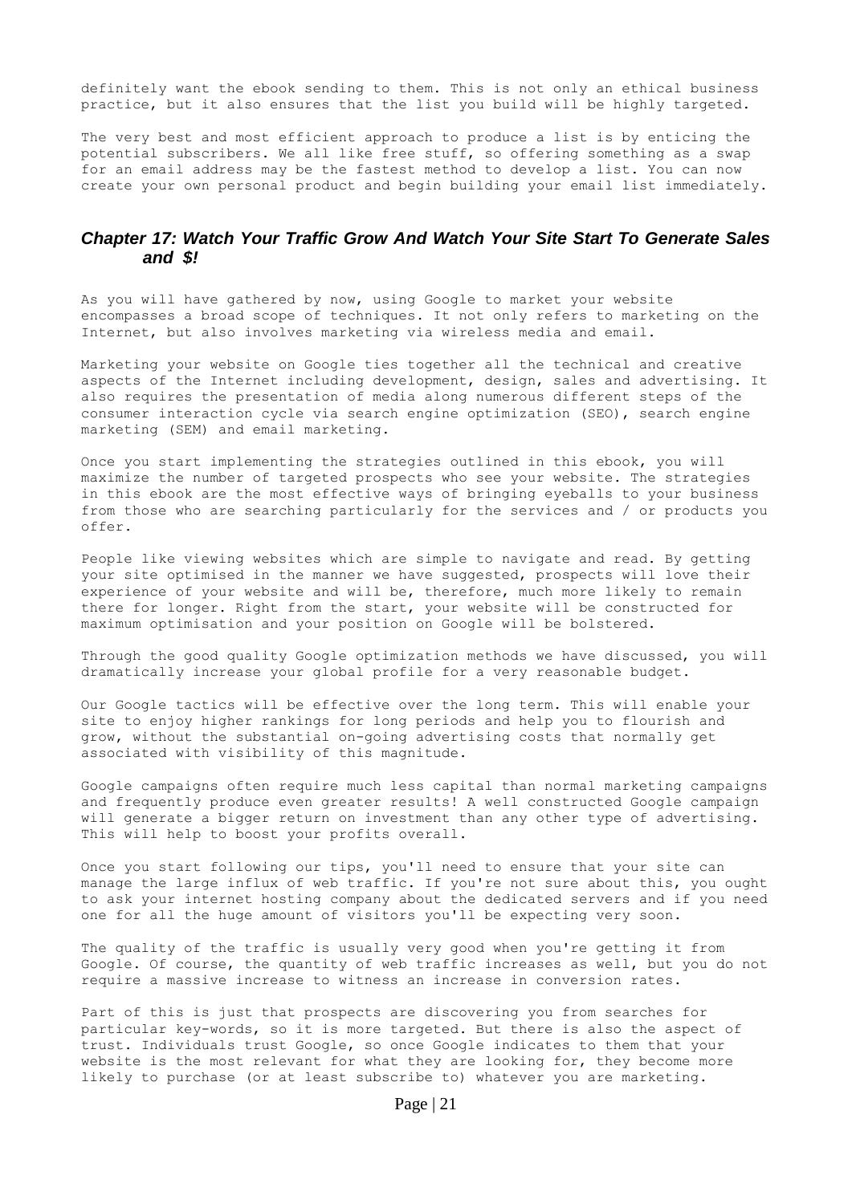definitely want the ebook sending to them. This is not only an ethical business practice, but it also ensures that the list you build will be highly targeted.

The very best and most efficient approach to produce a list is by enticing the potential subscribers. We all like free stuff, so offering something as a swap for an email address may be the fastest method to develop a list. You can now create your own personal product and begin building your email list immediately.

## *Chapter 17: Watch Your Traffic Grow And Watch Your Site Start To Generate Sales and $!*

As you will have gathered by now, using Google to market your website encompasses a broad scope of techniques. It not only refers to marketing on the Internet, but also involves marketing via wireless media and email.

Marketing your website on Google ties together all the technical and creative aspects of the Internet including development, design, sales and advertising. It also requires the presentation of media along numerous different steps of the consumer interaction cycle via search engine optimization (SEO), search engine marketing (SEM) and email marketing.

Once you start implementing the strategies outlined in this ebook, you will maximize the number of targeted prospects who see your website. The strategies in this ebook are the most effective ways of bringing eyeballs to your business from those who are searching particularly for the services and / or products you offer.

People like viewing websites which are simple to navigate and read. By getting your site optimised in the manner we have suggested, prospects will love their experience of your website and will be, therefore, much more likely to remain there for longer. Right from the start, your website will be constructed for maximum optimisation and your position on Google will be bolstered.

Through the good quality Google optimization methods we have discussed, you will dramatically increase your global profile for a very reasonable budget.

Our Google tactics will be effective over the long term. This will enable your site to enjoy higher rankings for long periods and help you to flourish and grow, without the substantial on-going advertising costs that normally get associated with visibility of this magnitude.

Google campaigns often require much less capital than normal marketing campaigns and frequently produce even greater results! A well constructed Google campaign will generate a bigger return on investment than any other type of advertising. This will help to boost your profits overall.

Once you start following our tips, you'll need to ensure that your site can manage the large influx of web traffic. If you're not sure about this, you ought to ask your internet hosting company about the dedicated servers and if you need one for all the huge amount of visitors you'll be expecting very soon.

The quality of the traffic is usually very good when you're getting it from Google. Of course, the quantity of web traffic increases as well, but you do not require a massive increase to witness an increase in conversion rates.

Part of this is just that prospects are discovering you from searches for particular key-words, so it is more targeted. But there is also the aspect of trust. Individuals trust Google, so once Google indicates to them that your website is the most relevant for what they are looking for, they become more likely to purchase (or at least subscribe to) whatever you are marketing.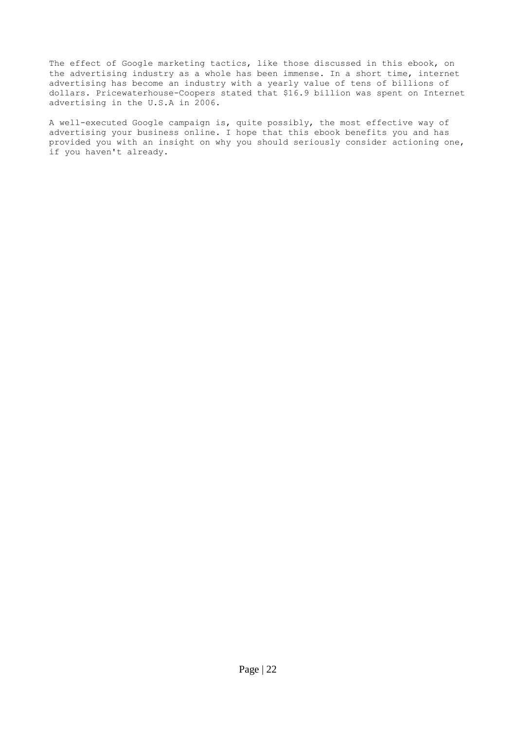The effect of Google marketing tactics, like those discussed in this ebook, on the advertising industry as a whole has been immense. In a short time, internet advertising has become an industry with a yearly value of tens of billions of dollars. Pricewaterhouse-Coopers stated that $16.9 billion was spent on Internet advertising in the U.S.A in 2006.

A well-executed Google campaign is, quite possibly, the most effective way of advertising your business online. I hope that this ebook benefits you and has provided you with an insight on why you should seriously consider actioning one, if you haven't already.